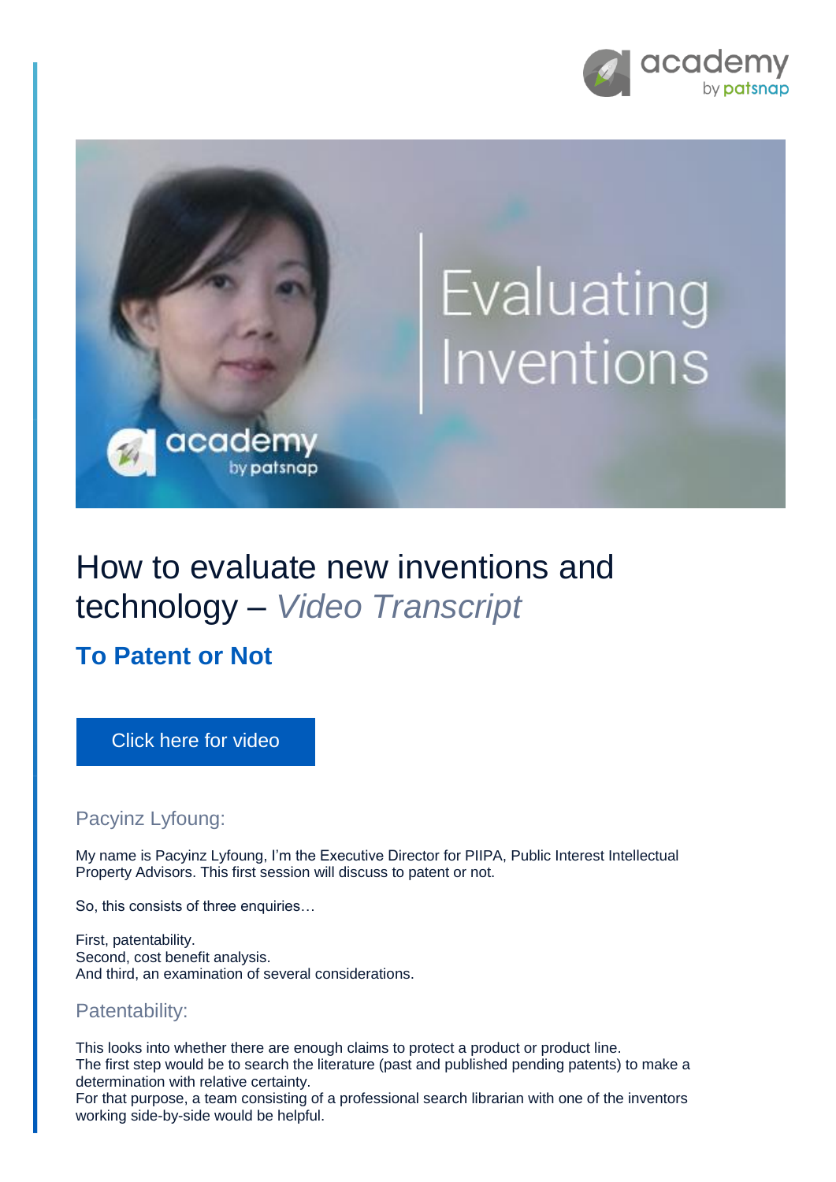# How to evaluate new inventions and technology – *Video Transcript*

## To Patent or Not

Click here for video

### Pacyinz Lyfoung:

My name is Pacyinz Lyfoung, I'm the Executive Director for PIIPA, Public Interest Intellectual Property Advisors. This first session will discuss to patent or not.

So, this consists of three enquiries…

First, patentability.
Second, cost benefit analysis.
And third, an examination of several considerations.

### Patentability:

This looks into whether there are enough claims to protect a product or product line.
The first step would be to search the literature (past and published pending patents) to make a determination with relative certainty.
For that purpose, a team consisting of a professional search librarian with one of the inventors working side-by-side would be helpful.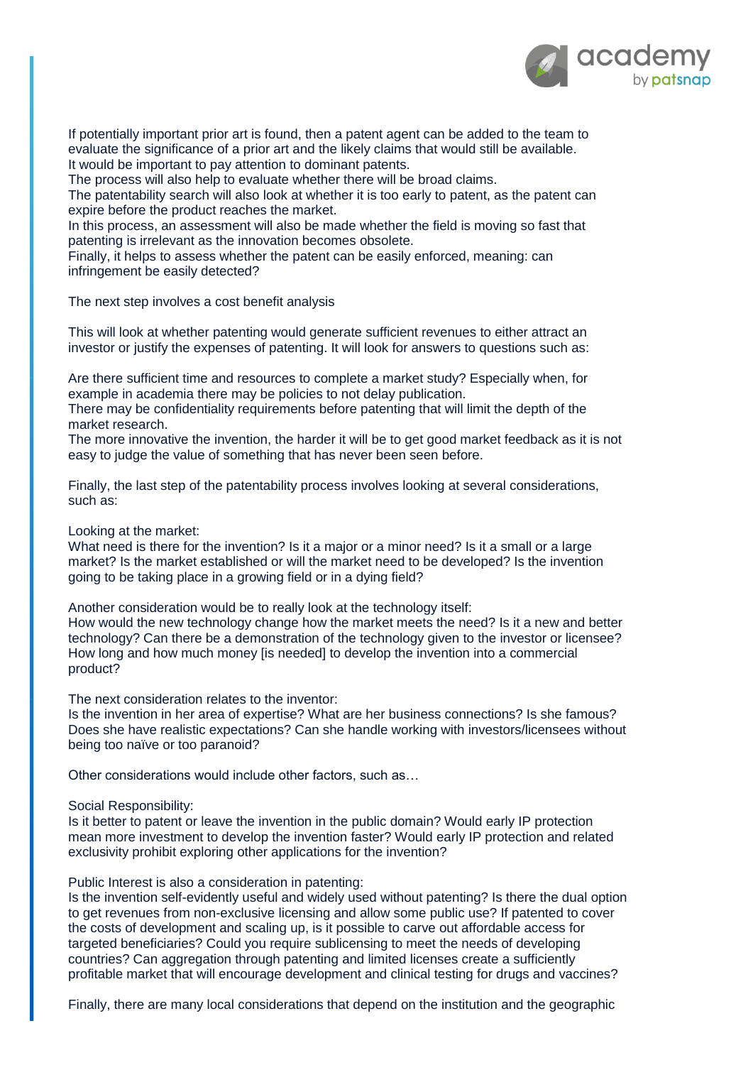If potentially important prior art is found, then a patent agent can be added to the team to evaluate the significance of a prior art and the likely claims that would still be available.
It would be important to pay attention to dominant patents.
The process will also help to evaluate whether there will be broad claims.
The patentability search will also look at whether it is too early to patent, as the patent can expire before the product reaches the market.
In this process, an assessment will also be made whether the field is moving so fast that patenting is irrelevant as the innovation becomes obsolete.
Finally, it helps to assess whether the patent can be easily enforced, meaning: can infringement be easily detected?

The next step involves a cost benefit analysis

This will look at whether patenting would generate sufficient revenues to either attract an investor or justify the expenses of patenting. It will look for answers to questions such as:

Are there sufficient time and resources to complete a market study? Especially when, for example in academia there may be policies to not delay publication.
There may be confidentiality requirements before patenting that will limit the depth of the market research.
The more innovative the invention, the harder it will be to get good market feedback as it is not easy to judge the value of something that has never been seen before.

Finally, the last step of the patentability process involves looking at several considerations, such as:

Looking at the market:
What need is there for the invention? Is it a major or a minor need? Is it a small or a large market? Is the market established or will the market need to be developed? Is the invention going to be taking place in a growing field or in a dying field?

Another consideration would be to really look at the technology itself:
How would the new technology change how the market meets the need? Is it a new and better technology? Can there be a demonstration of the technology given to the investor or licensee? How long and how much money [is needed] to develop the invention into a commercial product?

The next consideration relates to the inventor:
Is the invention in her area of expertise? What are her business connections? Is she famous? Does she have realistic expectations? Can she handle working with investors/licensees without being too naïve or too paranoid?

Other considerations would include other factors, such as…

Social Responsibility:
Is it better to patent or leave the invention in the public domain? Would early IP protection mean more investment to develop the invention faster? Would early IP protection and related exclusivity prohibit exploring other applications for the invention?

Public Interest is also a consideration in patenting:
Is the invention self-evidently useful and widely used without patenting? Is there the dual option to get revenues from non-exclusive licensing and allow some public use? If patented to cover the costs of development and scaling up, is it possible to carve out affordable access for targeted beneficiaries? Could you require sublicensing to meet the needs of developing countries? Can aggregation through patenting and limited licenses create a sufficiently profitable market that will encourage development and clinical testing for drugs and vaccines?

Finally, there are many local considerations that depend on the institution and the geographic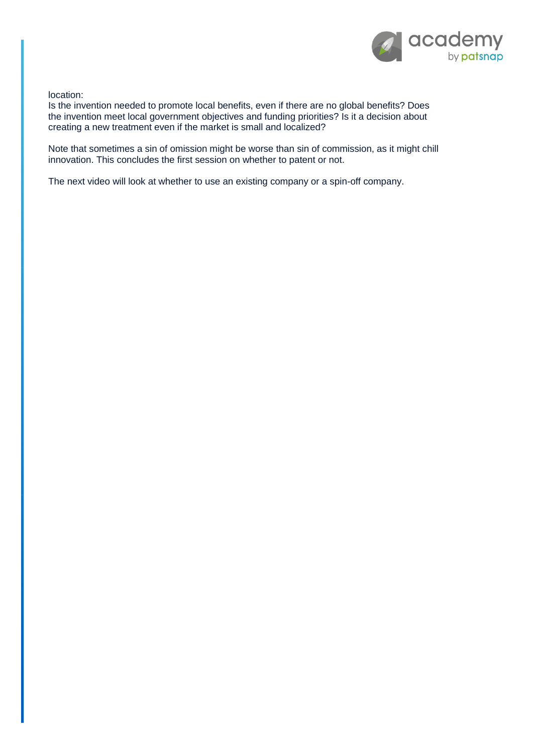location:
Is the invention needed to promote local benefits, even if there are no global benefits? Does the invention meet local government objectives and funding priorities? Is it a decision about creating a new treatment even if the market is small and localized?

Note that sometimes a sin of omission might be worse than sin of commission, as it might chill innovation. This concludes the first session on whether to patent or not.

The next video will look at whether to use an existing company or a spin-off company.